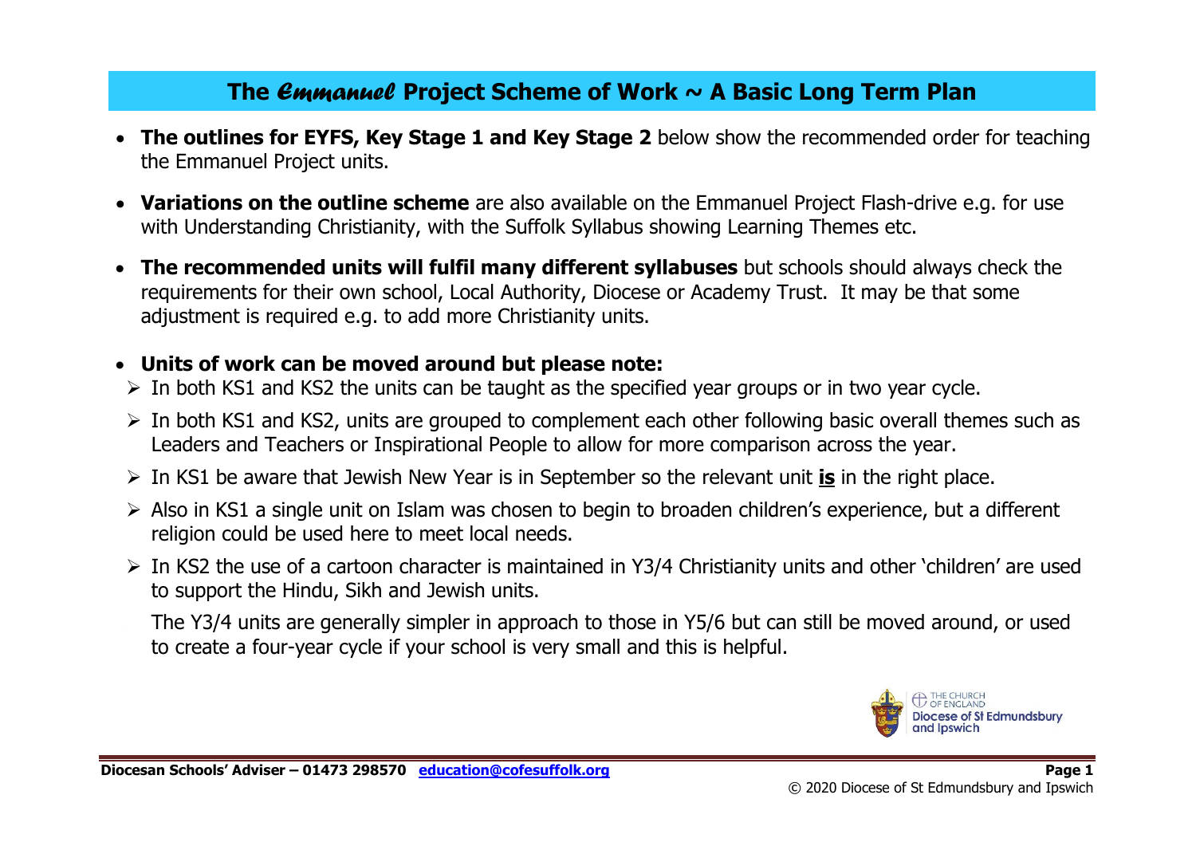# The *Emmanuel* Project Scheme of Work ~ A Basic Long Term Plan

- **The outlines for EYFS, Key Stage 1 and Key Stage 2** below show the recommended order for teaching the Emmanuel Project units.
- **Variations on the outline scheme** are also available on the Emmanuel Project Flash-drive e.g. for use with Understanding Christianity, with the Suffolk Syllabus showing Learning Themes etc.
- **The recommended units will fulfil many different syllabuses** but schools should always check the requirements for their own school, Local Authority, Diocese or Academy Trust. It may be that some adjustment is required e.g. to add more Christianity units.
- **Units of work can be moved around but please note:**
  - In both KS1 and KS2 the units can be taught as the specified year groups or in two year cycle.
  - In both KS1 and KS2, units are grouped to complement each other following basic overall themes such as Leaders and Teachers or Inspirational People to allow for more comparison across the year.
  - In KS1 be aware that Jewish New Year is in September so the relevant unit **<u>is</u>** in the right place.
  - Also in KS1 a single unit on Islam was chosen to begin to broaden children's experience, but a different religion could be used here to meet local needs.
  - In KS2 the use of a cartoon character is maintained in Y3/4 Christianity units and other 'children' are used to support the Hindu, Sikh and Jewish units.

    The Y3/4 units are generally simpler in approach to those in Y5/6 but can still be moved around, or used to create a four-year cycle if your school is very small and this is helpful.

THE CHURCH OF ENGLAND
Diocese of St Edmundsbury and Ipswich

**Diocesan Schools' Adviser – 01473 298570 [education@cofesuffolk.org](mailto:education@cofesuffolk.org)**

© 2020 Diocese of St Edmundsbury and Ipswich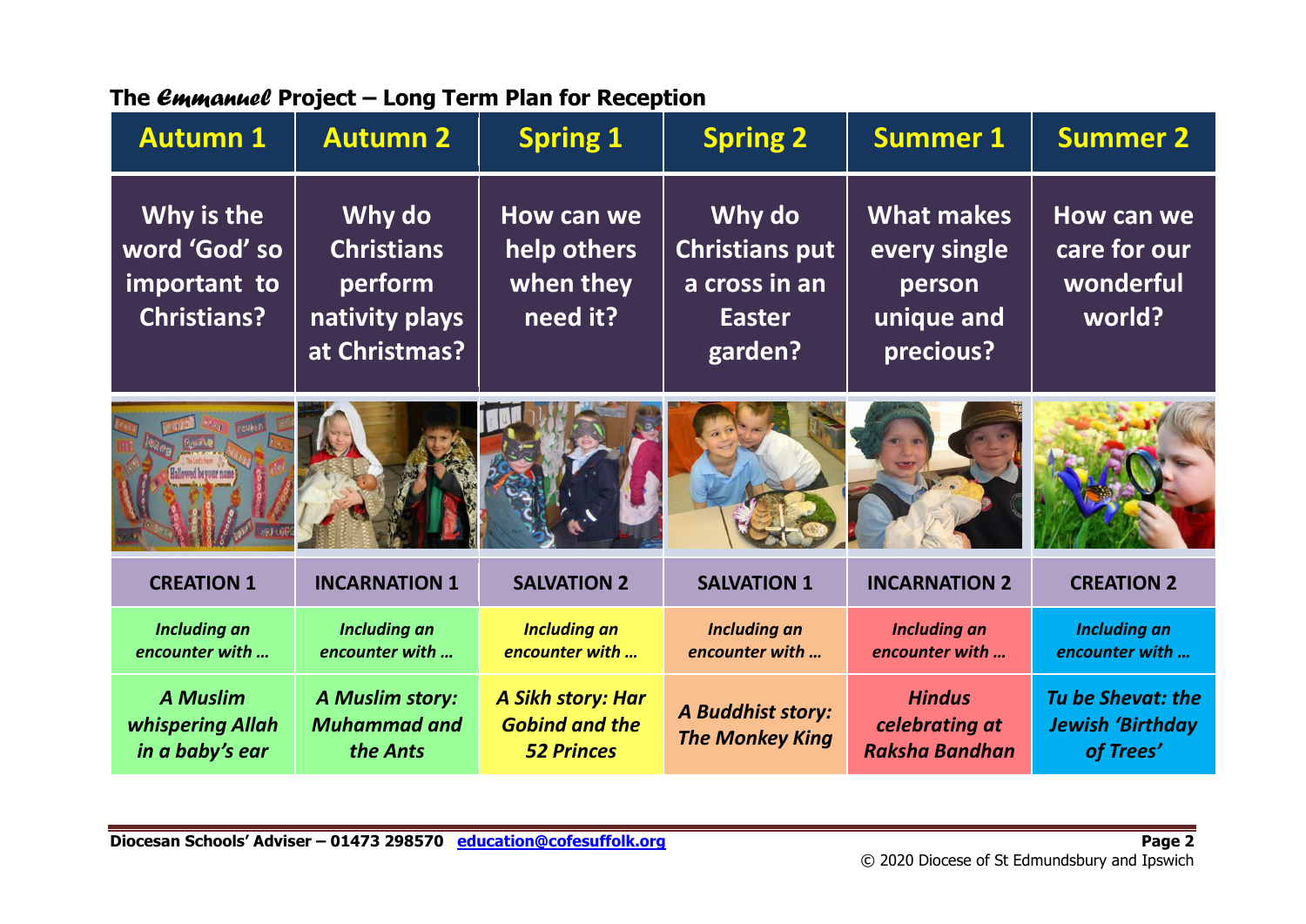## The *Emmanuel* Project – Long Term Plan for Reception

| Autumn 1 | Autumn 2 | Spring 1 | Spring 2 | Summer 1 | Summer 2 |
|---|---|---|---|---|---|
| Why is the word 'God' so important to Christians? | Why do Christians perform nativity plays at Christmas? | How can we help others when they need it? | Why do Christians put a cross in an Easter garden? | What makes every single person unique and precious? | How can we care for our wonderful world? |
| **CREATION 1** | **INCARNATION 1** | **SALVATION 2** | **SALVATION 1** | **INCARNATION 2** | **CREATION 2** |
| *Including an encounter with …* | *Including an encounter with …* | *Including an encounter with …* | *Including an encounter with …* | *Including an encounter with …* | *Including an encounter with …* |
| ***A Muslim whispering Allah in a baby's ear*** | ***A Muslim story: Muhammad and the Ants*** | ***A Sikh story: Har Gobind and the 52 Princes*** | ***A Buddhist story: The Monkey King*** | ***Hindus celebrating at Raksha Bandhan*** | ***Tu be Shevat: the Jewish 'Birthday of Trees'*** |

Diocesan Schools' Adviser – 01473 298570 education@cofesuffolk.org

© 2020 Diocese of St Edmundsbury and Ipswich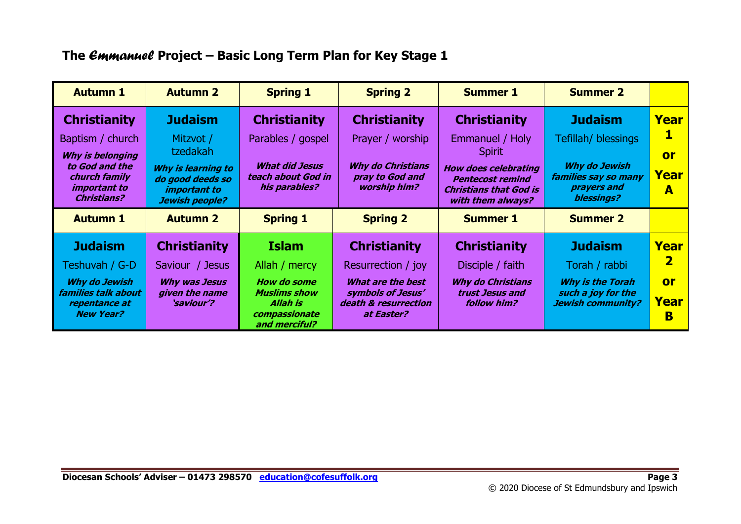## The *Emmanuel* Project – Basic Long Term Plan for Key Stage 1

| Autumn 1 | Autumn 2 | Spring 1 | Spring 2 | Summer 1 | Summer 2 | |
|---|---|---|---|---|---|---|
| **Christianity**<br>Baptism / church<br>***Why is belonging to God and the church family important to Christians?*** | **Judaism**<br>Mitzvot / tzedakah<br>***Why is learning to do good deeds so important to Jewish people?*** | **Christianity**<br>Parables / gospel<br>***What did Jesus teach about God in his parables?*** | **Christianity**<br>Prayer / worship<br>***Why do Christians pray to God and worship him?*** | **Christianity**<br>Emmanuel / Holy Spirit<br>***How does celebrating Pentecost remind Christians that God is with them always?*** | **Judaism**<br>Tefillah/ blessings<br>***Why do Jewish families say so many prayers and blessings?*** | **Year 1 or Year A** |
| **Autumn 1** | **Autumn 2** | **Spring 1** | **Spring 2** | **Summer 1** | **Summer 2** | |
| **Judaism**<br>Teshuvah / G-D<br>***Why do Jewish families talk about repentance at New Year?*** | **Christianity**<br>Saviour / Jesus<br>***Why was Jesus given the name 'saviour'?*** | **Islam**<br>Allah / mercy<br>***How do some Muslims show Allah is compassionate and merciful?*** | **Christianity**<br>Resurrection / joy<br>***What are the best symbols of Jesus' death & resurrection at Easter?*** | **Christianity**<br>Disciple / faith<br>***Why do Christians trust Jesus and follow him?*** | **Judaism**<br>Torah / rabbi<br>***Why is the Torah such a joy for the Jewish community?*** | **Year 2 or Year B** |

**Diocesan Schools' Adviser – 01473 298570 education@cofesuffolk.org**

© 2020 Diocese of St Edmundsbury and Ipswich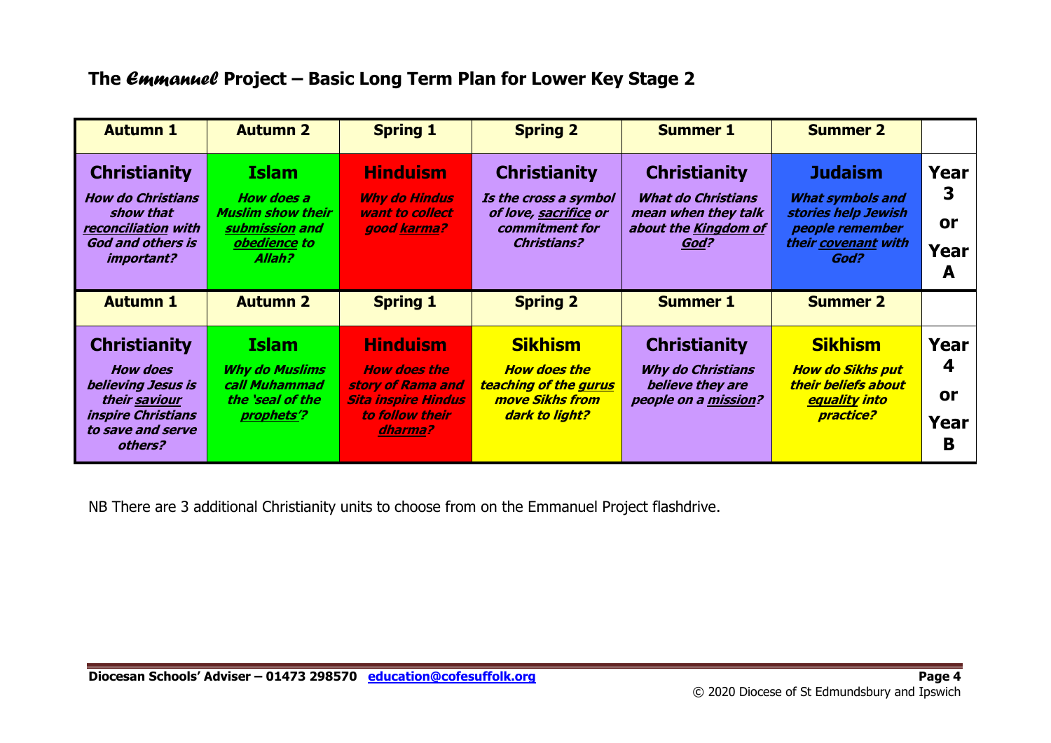## The *Emmanuel* Project – Basic Long Term Plan for Lower Key Stage 2

| Autumn 1 | Autumn 2 | Spring 1 | Spring 2 | Summer 1 | Summer 2 | |
|---|---|---|---|---|---|---|
| **Christianity** ***How do Christians show that reconciliation with God and others is important?*** | **Islam** ***How does a Muslim show their submission and obedience to Allah?*** | **Hinduism** ***Why do Hindus want to collect good karma?*** | **Christianity** ***Is the cross a symbol of love, sacrifice or commitment for Christians?*** | **Christianity** ***What do Christians mean when they talk about the Kingdom of God?*** | **Judaism** ***What symbols and stories help Jewish people remember their covenant with God?*** | **Year 3 or Year A** |
| **Autumn 1** | **Autumn 2** | **Spring 1** | **Spring 2** | **Summer 1** | **Summer 2** | |
| **Christianity** ***How does believing Jesus is their saviour inspire Christians to save and serve others?*** | **Islam** ***Why do Muslims call Muhammad the 'seal of the prophets'?*** | **Hinduism** ***How does the story of Rama and Sita inspire Hindus to follow their dharma?*** | **Sikhism** ***How does the teaching of the gurus move Sikhs from dark to light?*** | **Christianity** ***Why do Christians believe they are people on a mission?*** | **Sikhism** ***How do Sikhs put their beliefs about equality into practice?*** | **Year 4 or Year B** |

NB There are 3 additional Christianity units to choose from on the Emmanuel Project flashdrive.

**Diocesan Schools' Adviser – 01473 298570 education@cofesuffolk.org**

© 2020 Diocese of St Edmundsbury and Ipswich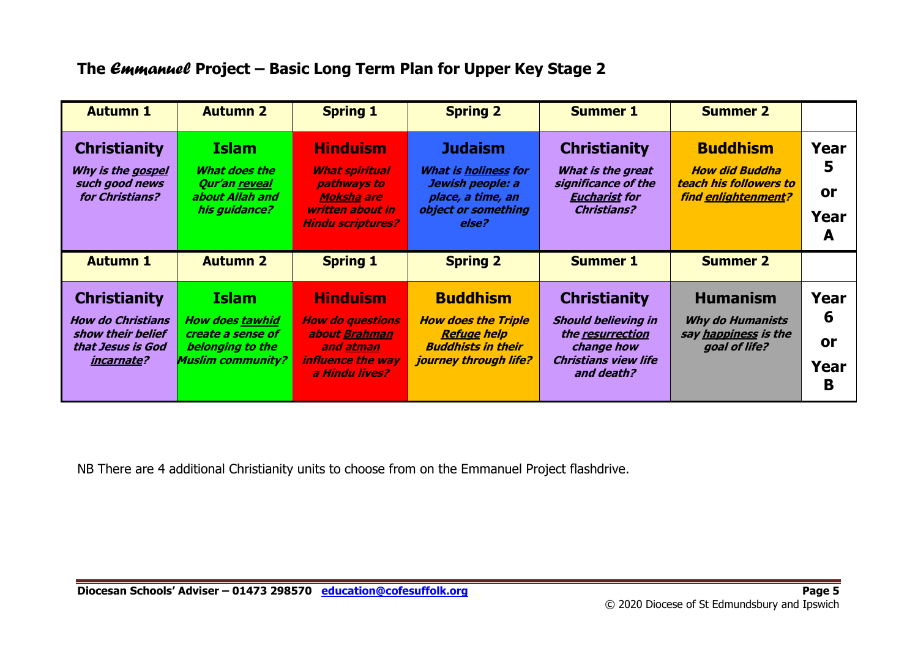## The *Emmanuel* Project – Basic Long Term Plan for Upper Key Stage 2

| Autumn 1 | Autumn 2 | Spring 1 | Spring 2 | Summer 1 | Summer 2 | |
|---|---|---|---|---|---|---|
| **Christianity** ***Why is the gospel such good news for Christians?*** | **Islam** ***What does the Qur'an reveal about Allah and his guidance?*** | **Hinduism** ***What spiritual pathways to Moksha are written about in Hindu scriptures?*** | **Judaism** ***What is holiness for Jewish people: a place, a time, an object or something else?*** | **Christianity** ***What is the great significance of the Eucharist for Christians?*** | **Buddhism** ***How did Buddha teach his followers to find enlightenment?*** | **Year 5 or Year A** |
| **Autumn 1** | **Autumn 2** | **Spring 1** | **Spring 2** | **Summer 1** | **Summer 2** | |
| **Christianity** ***How do Christians show their belief that Jesus is God incarnate?*** | **Islam** ***How does tawhid create a sense of belonging to the Muslim community?*** | **Hinduism** ***How do questions about Brahman and atman influence the way a Hindu lives?*** | **Buddhism** ***How does the Triple Refuge help Buddhists in their journey through life?*** | **Christianity** ***Should believing in the resurrection change how Christians view life and death?*** | **Humanism** ***Why do Humanists say happiness is the goal of life?*** | **Year 6 or Year B** |

NB There are 4 additional Christianity units to choose from on the Emmanuel Project flashdrive.

**Diocesan Schools' Adviser – 01473 298570 education@cofesuffolk.org**

© 2020 Diocese of St Edmundsbury and Ipswich